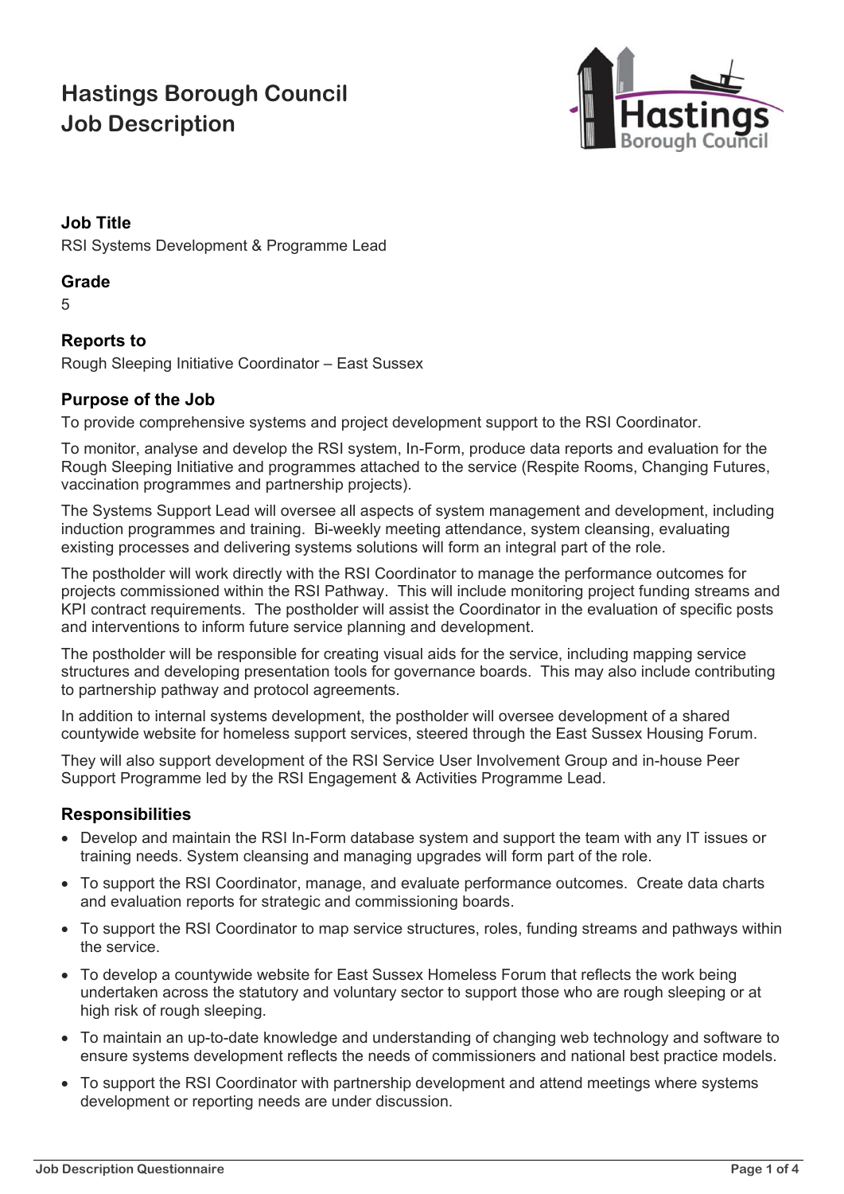# Hastings Borough Council
# Job Description

## Job Title
RSI Systems Development & Programme Lead

## Grade
5

## Reports to
Rough Sleeping Initiative Coordinator – East Sussex

## Purpose of the Job
To provide comprehensive systems and project development support to the RSI Coordinator.

To monitor, analyse and develop the RSI system, In-Form, produce data reports and evaluation for the Rough Sleeping Initiative and programmes attached to the service (Respite Rooms, Changing Futures, vaccination programmes and partnership projects).

The Systems Support Lead will oversee all aspects of system management and development, including induction programmes and training. Bi-weekly meeting attendance, system cleansing, evaluating existing processes and delivering systems solutions will form an integral part of the role.

The postholder will work directly with the RSI Coordinator to manage the performance outcomes for projects commissioned within the RSI Pathway. This will include monitoring project funding streams and KPI contract requirements. The postholder will assist the Coordinator in the evaluation of specific posts and interventions to inform future service planning and development.

The postholder will be responsible for creating visual aids for the service, including mapping service structures and developing presentation tools for governance boards. This may also include contributing to partnership pathway and protocol agreements.

In addition to internal systems development, the postholder will oversee development of a shared countywide website for homeless support services, steered through the East Sussex Housing Forum.

They will also support development of the RSI Service User Involvement Group and in-house Peer Support Programme led by the RSI Engagement & Activities Programme Lead.

## Responsibilities
- Develop and maintain the RSI In-Form database system and support the team with any IT issues or training needs. System cleansing and managing upgrades will form part of the role.
- To support the RSI Coordinator, manage, and evaluate performance outcomes. Create data charts and evaluation reports for strategic and commissioning boards.
- To support the RSI Coordinator to map service structures, roles, funding streams and pathways within the service.
- To develop a countywide website for East Sussex Homeless Forum that reflects the work being undertaken across the statutory and voluntary sector to support those who are rough sleeping or at high risk of rough sleeping.
- To maintain an up-to-date knowledge and understanding of changing web technology and software to ensure systems development reflects the needs of commissioners and national best practice models.
- To support the RSI Coordinator with partnership development and attend meetings where systems development or reporting needs are under discussion.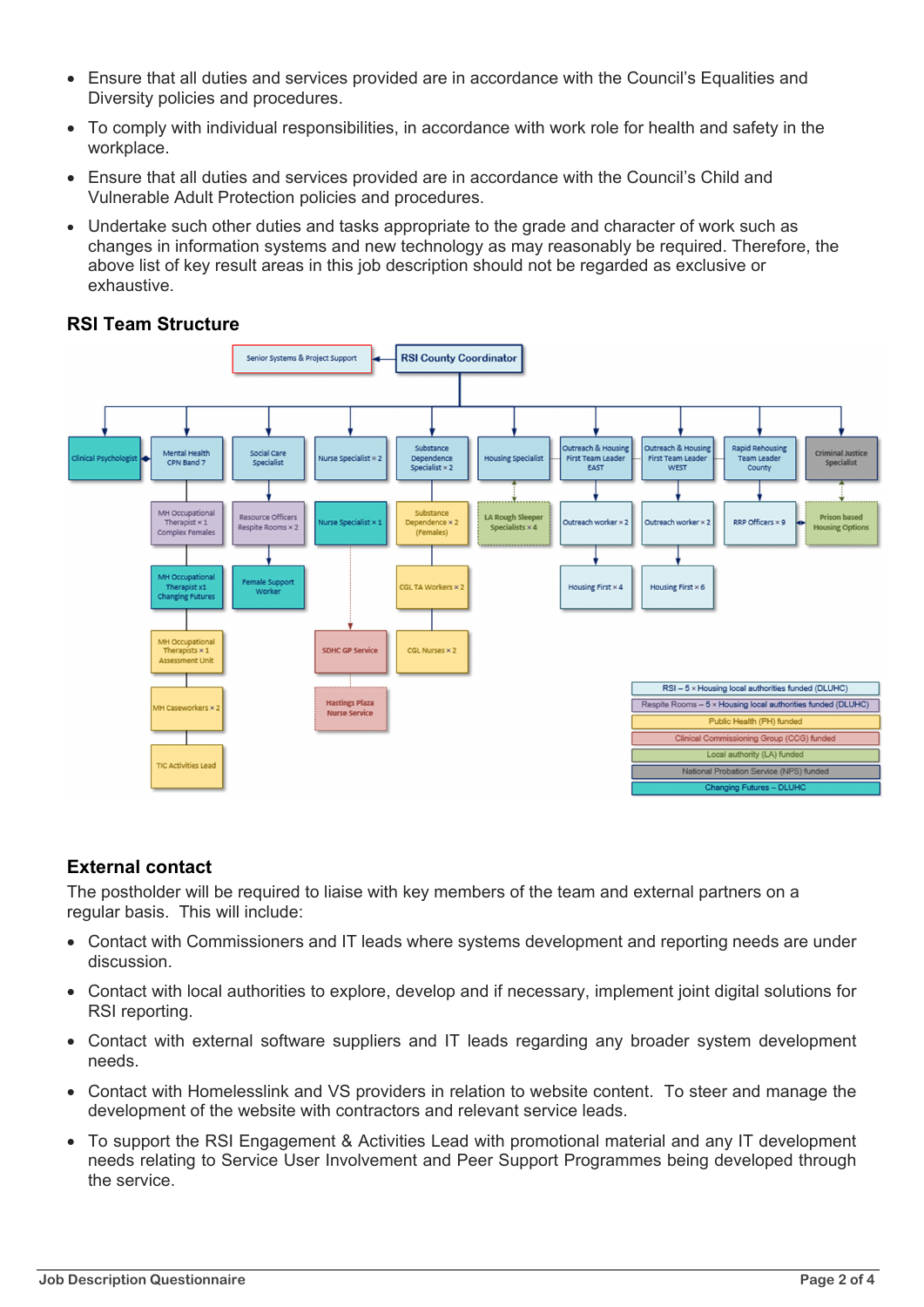- Ensure that all duties and services provided are in accordance with the Council's Equalities and Diversity policies and procedures.
- To comply with individual responsibilities, in accordance with work role for health and safety in the workplace.
- Ensure that all duties and services provided are in accordance with the Council's Child and Vulnerable Adult Protection policies and procedures.
- Undertake such other duties and tasks appropriate to the grade and character of work such as changes in information systems and new technology as may reasonably be required. Therefore, the above list of key result areas in this job description should not be regarded as exclusive or exhaustive.

## RSI Team Structure

- RSI County Coordinator
  - Senior Systems & Project Support
  - Clinical Psychologist
  - Mental Health CPN Band 7
    - MH Occupational Therapist × 1 Complex Females
    - MH Occupational Therapist x1 Changing Futures
    - MH Occupational Therapists × 1 Assessment Unit
    - MH Caseworkers × 2
    - TIC Activities Lead
  - Social Care Specialist
    - Resource Officers Respite Rooms × 2
    - Female Support Worker
  - Nurse Specialist × 2
    - Nurse Specialist × 1
    - SDHC GP Service
    - Hastings Plaza Nurse Service
  - Substance Dependence Specialist × 2
    - Substance Dependence × 2 (Females)
    - CGL TA Workers × 2
    - CGL Nurses × 2
  - Housing Specialist
    - LA Rough Sleeper Specialists × 4
  - Outreach & Housing First Team Leader EAST
    - Outreach worker × 2
    - Housing First × 4
  - Outreach & Housing First Team Leader WEST
    - Outreach worker × 2
    - Housing First × 6
  - Rapid Rehousing Team Leader County
    - RRP Officers × 9
  - Criminal Justice Specialist
    - Prison based Housing Options

Key:

- RSI – 5 × Housing local authorities funded (DLUHC)
- Respite Rooms – 5 × Housing local authorities funded (DLUHC)
- Public Health (PH) funded
- Clinical Commissioning Group (CCG) funded
- Local authority (LA) funded
- National Probation Service (NPS) funded
- Changing Futures – DLUHC

## External contact

The postholder will be required to liaise with key members of the team and external partners on a regular basis. This will include:

- Contact with Commissioners and IT leads where systems development and reporting needs are under discussion.
- Contact with local authorities to explore, develop and if necessary, implement joint digital solutions for RSI reporting.
- Contact with external software suppliers and IT leads regarding any broader system development needs.
- Contact with Homelesslink and VS providers in relation to website content. To steer and manage the development of the website with contractors and relevant service leads.
- To support the RSI Engagement & Activities Lead with promotional material and any IT development needs relating to Service User Involvement and Peer Support Programmes being developed through the service.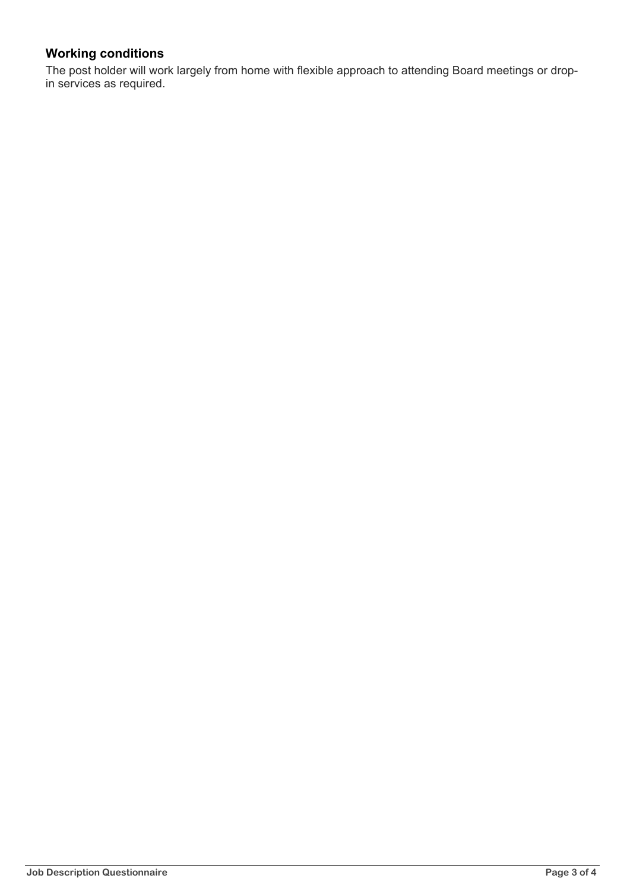### Working conditions

The post holder will work largely from home with flexible approach to attending Board meetings or drop-in services as required.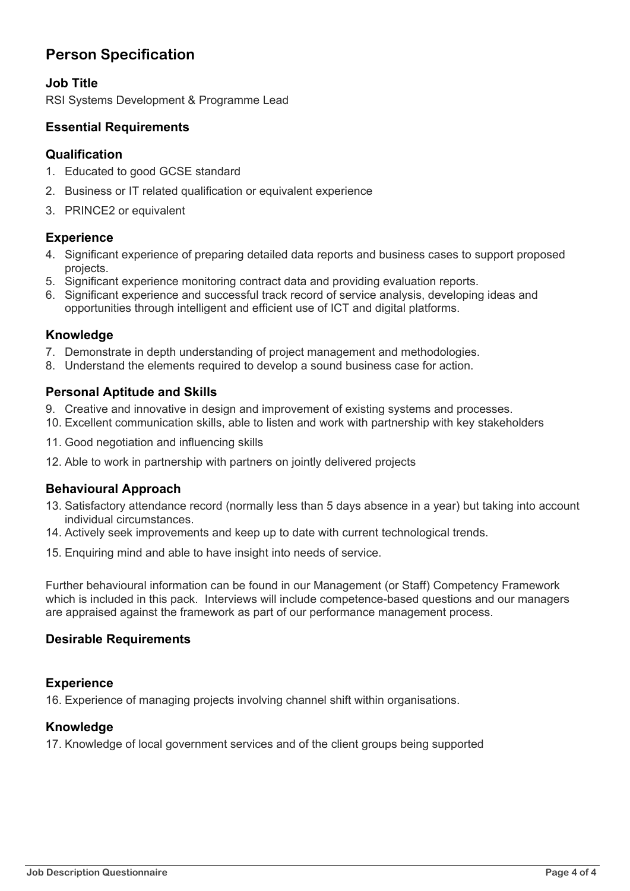# Person Specification

## Job Title

RSI Systems Development & Programme Lead

## Essential Requirements

### Qualification

1. Educated to good GCSE standard
2. Business or IT related qualification or equivalent experience
3. PRINCE2 or equivalent

### Experience

4. Significant experience of preparing detailed data reports and business cases to support proposed projects.
5. Significant experience monitoring contract data and providing evaluation reports.
6. Significant experience and successful track record of service analysis, developing ideas and opportunities through intelligent and efficient use of ICT and digital platforms.

### Knowledge

7. Demonstrate in depth understanding of project management and methodologies.
8. Understand the elements required to develop a sound business case for action.

### Personal Aptitude and Skills

9. Creative and innovative in design and improvement of existing systems and processes.
10. Excellent communication skills, able to listen and work with partnership with key stakeholders
11. Good negotiation and influencing skills
12. Able to work in partnership with partners on jointly delivered projects

### Behavioural Approach

13. Satisfactory attendance record (normally less than 5 days absence in a year) but taking into account individual circumstances.
14. Actively seek improvements and keep up to date with current technological trends.
15. Enquiring mind and able to have insight into needs of service.

Further behavioural information can be found in our Management (or Staff) Competency Framework which is included in this pack. Interviews will include competence-based questions and our managers are appraised against the framework as part of our performance management process.

## Desirable Requirements

### Experience

16. Experience of managing projects involving channel shift within organisations.

### Knowledge

17. Knowledge of local government services and of the client groups being supported